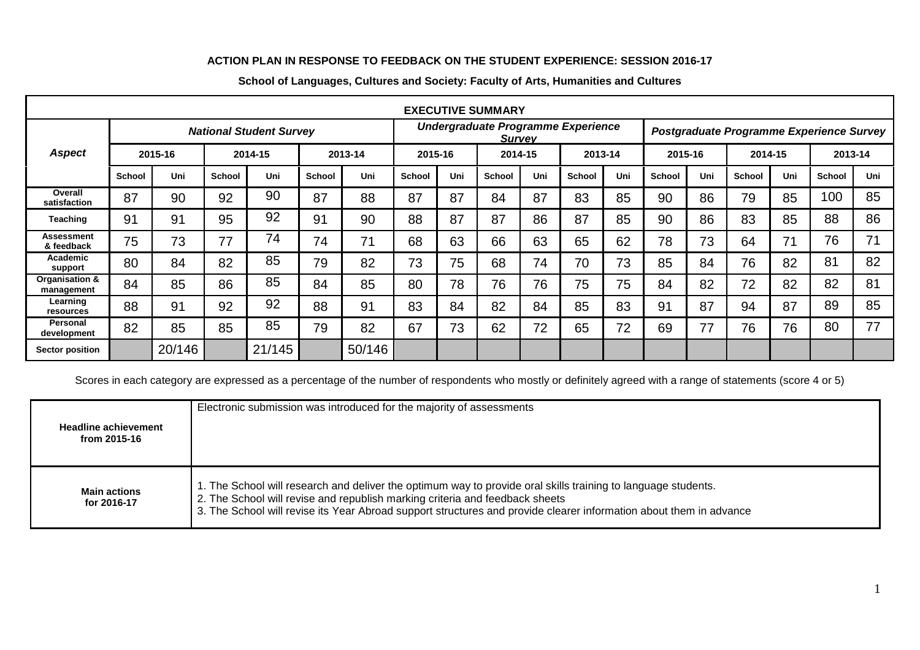**ACTION PLAN IN RESPONSE TO FEEDBACK ON THE STUDENT EXPERIENCE: SESSION 2016-17**

**School of Languages, Cultures and Society: Faculty of Arts, Humanities and Cultures**

| **EXECUTIVE SUMMARY** | | | | | | | | | | | | | | | | | | |
|---|---|---|---|---|---|---|---|---|---|---|---|---|---|---|---|---|---|---|
| ***Aspect*** | ***National Student Survey*** | | | | | | ***Undergraduate Programme Experience Survey*** | | | | | | ***Postgraduate Programme Experience Survey*** | | | | | |
| | **2015-16** | | **2014-15** | | **2013-14** | | **2015-16** | | **2014-15** | | **2013-14** | | **2015-16** | | **2014-15** | | **2013-14** | |
| | **School** | **Uni** | **School** | **Uni** | **School** | **Uni** | **School** | **Uni** | **School** | **Uni** | **School** | **Uni** | **School** | **Uni** | **School** | **Uni** | **School** | **Uni** |
| **Overall satisfaction** | 87 | 90 | 92 | 90 | 87 | 88 | 87 | 87 | 84 | 87 | 83 | 85 | 90 | 86 | 79 | 85 | 100 | 85 |
| **Teaching** | 91 | 91 | 95 | 92 | 91 | 90 | 88 | 87 | 87 | 86 | 87 | 85 | 90 | 86 | 83 | 85 | 88 | 86 |
| **Assessment & feedback** | 75 | 73 | 77 | 74 | 74 | 71 | 68 | 63 | 66 | 63 | 65 | 62 | 78 | 73 | 64 | 71 | 76 | 71 |
| **Academic support** | 80 | 84 | 82 | 85 | 79 | 82 | 73 | 75 | 68 | 74 | 70 | 73 | 85 | 84 | 76 | 82 | 81 | 82 |
| **Organisation & management** | 84 | 85 | 86 | 85 | 84 | 85 | 80 | 78 | 76 | 76 | 75 | 75 | 84 | 82 | 72 | 82 | 82 | 81 |
| **Learning resources** | 88 | 91 | 92 | 92 | 88 | 91 | 83 | 84 | 82 | 84 | 85 | 83 | 91 | 87 | 94 | 87 | 89 | 85 |
| **Personal development** | 82 | 85 | 85 | 85 | 79 | 82 | 67 | 73 | 62 | 72 | 65 | 72 | 69 | 77 | 76 | 76 | 80 | 77 |
| **Sector position** | | 20/146 | | 21/145 | | 50/146 | | | | | | | | | | | | |

Scores in each category are expressed as a percentage of the number of respondents who mostly or definitely agreed with a range of statements (score 4 or 5)

| | |
|---|---|
| **Headline achievement from 2015-16** | Electronic submission was introduced for the majority of assessments |
| **Main actions for 2016-17** | 1. The School will research and deliver the optimum way to provide oral skills training to language students.<br>2. The School will revise and republish marking criteria and feedback sheets<br>3. The School will revise its Year Abroad support structures and provide clearer information about them in advance |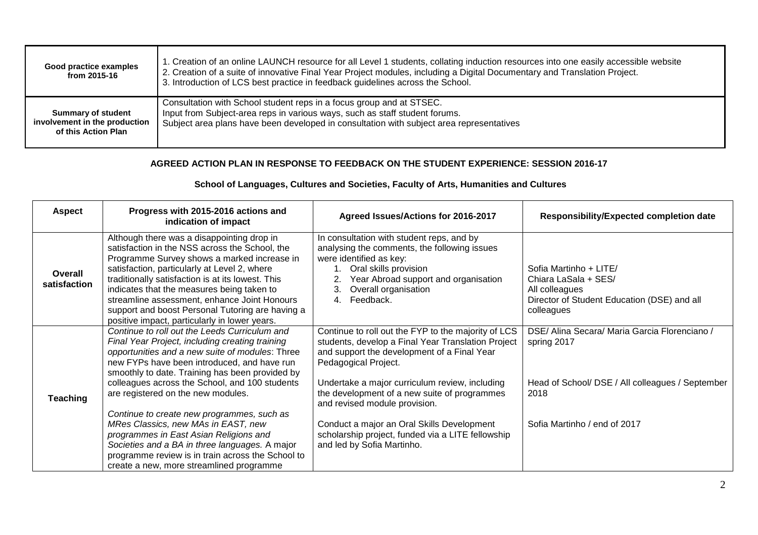| Good practice examples from 2015-16 | 1. Creation of an online LAUNCH resource for all Level 1 students, collating induction resources into one easily accessible website<br>2. Creation of a suite of innovative Final Year Project modules, including a Digital Documentary and Translation Project.<br>3. Introduction of LCS best practice in feedback guidelines across the School. |
|---|---|
| **Summary of student involvement in the production of this Action Plan** | Consultation with School student reps in a focus group and at STSEC.<br>Input from Subject-area reps in various ways, such as staff student forums.<br>Subject area plans have been developed in consultation with subject area representatives |

**AGREED ACTION PLAN IN RESPONSE TO FEEDBACK ON THE STUDENT EXPERIENCE: SESSION 2016-17**

**School of Languages, Cultures and Societies, Faculty of Arts, Humanities and Cultures**

| Aspect | Progress with 2015-2016 actions and indication of impact | Agreed Issues/Actions for 2016-2017 | Responsibility/Expected completion date |
|---|---|---|---|
| **Overall satisfaction** | Although there was a disappointing drop in satisfaction in the NSS across the School, the Programme Survey shows a marked increase in satisfaction, particularly at Level 2, where traditionally satisfaction is at its lowest. This indicates that the measures being taken to streamline assessment, enhance Joint Honours support and boost Personal Tutoring are having a positive impact, particularly in lower years. | In consultation with student reps, and by analysing the comments, the following issues were identified as key:<br>1. Oral skills provision<br>2. Year Abroad support and organisation<br>3. Overall organisation<br>4. Feedback. | Sofia Martinho + LITE/<br>Chiara LaSala + SES/<br>All colleagues<br>Director of Student Education (DSE) and all colleagues |
| **Teaching** | *Continue to roll out the Leeds Curriculum and Final Year Project, including creating training opportunities and a new suite of modules*: Three new FYPs have been introduced, and have run smoothly to date. Training has been provided by colleagues across the School, and 100 students are registered on the new modules.<br><br>*Continue to create new programmes, such as MRes Classics, new MAs in EAST, new programmes in East Asian Religions and Societies and a BA in three languages.* A major programme review is in train across the School to create a new, more streamlined programme | Continue to roll out the FYP to the majority of LCS students, develop a Final Year Translation Project and support the development of a Final Year Pedagogical Project.<br><br>Undertake a major curriculum review, including the development of a new suite of programmes and revised module provision.<br><br>Conduct a major an Oral Skills Development scholarship project, funded via a LITE fellowship and led by Sofia Martinho. | DSE/ Alina Secara/ Maria Garcia Florenciano / spring 2017<br><br>Head of School/ DSE / All colleagues / September 2018<br><br>Sofia Martinho / end of 2017 |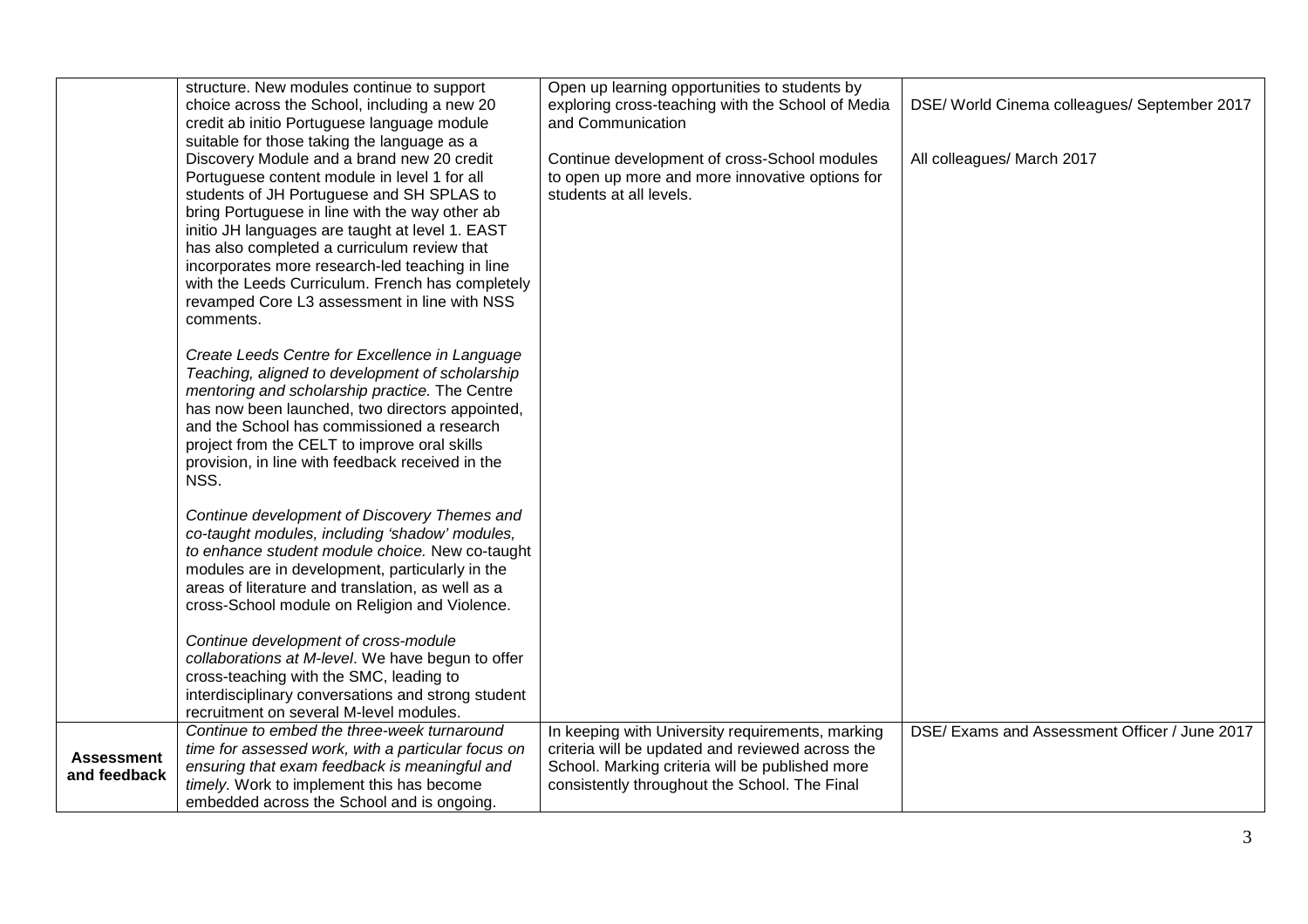| | | | |
|---|---|---|---|
| | structure. New modules continue to support choice across the School, including a new 20 credit ab initio Portuguese language module suitable for those taking the language as a Discovery Module and a brand new 20 credit Portuguese content module in level 1 for all students of JH Portuguese and SH SPLAS to bring Portuguese in line with the way other ab initio JH languages are taught at level 1. EAST has also completed a curriculum review that incorporates more research-led teaching in line with the Leeds Curriculum. French has completely revamped Core L3 assessment in line with NSS comments.<br><br>*Create Leeds Centre for Excellence in Language Teaching, aligned to development of scholarship mentoring and scholarship practice.* The Centre has now been launched, two directors appointed, and the School has commissioned a research project from the CELT to improve oral skills provision, in line with feedback received in the NSS.<br><br>*Continue development of Discovery Themes and co-taught modules, including 'shadow' modules, to enhance student module choice.* New co-taught modules are in development, particularly in the areas of literature and translation, as well as a cross-School module on Religion and Violence.<br><br>*Continue development of cross-module collaborations at M-level*. We have begun to offer cross-teaching with the SMC, leading to interdisciplinary conversations and strong student recruitment on several M-level modules. | Open up learning opportunities to students by exploring cross-teaching with the School of Media and Communication<br><br>Continue development of cross-School modules to open up more and more innovative options for students at all levels. | DSE/ World Cinema colleagues/ September 2017<br><br>All colleagues/ March 2017 |
| **Assessment and feedback** | *Continue to embed the three-week turnaround time for assessed work, with a particular focus on ensuring that exam feedback is meaningful and timely.* Work to implement this has become embedded across the School and is ongoing. | In keeping with University requirements, marking criteria will be updated and reviewed across the School. Marking criteria will be published more consistently throughout the School. The Final | DSE/ Exams and Assessment Officer / June 2017 |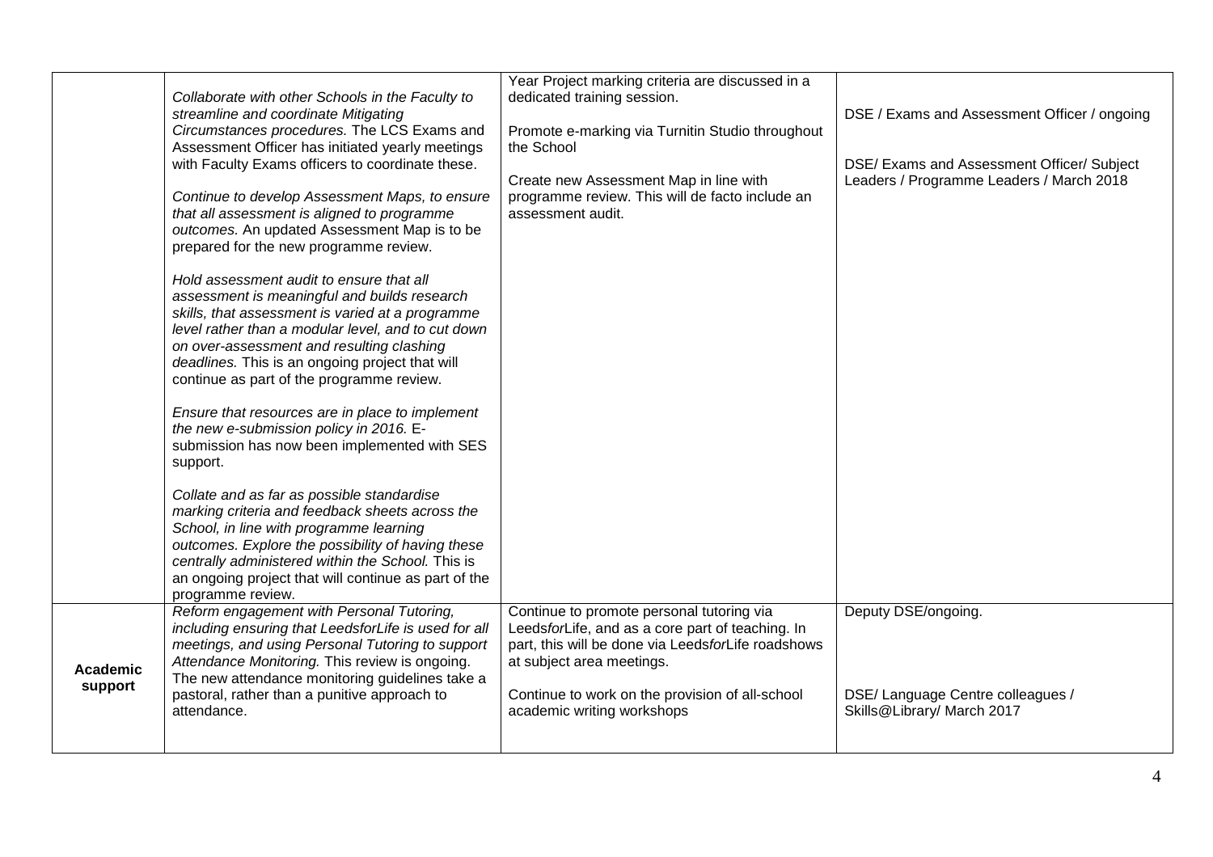| | | | |
|---|---|---|---|
| | *Collaborate with other Schools in the Faculty to streamline and coordinate Mitigating Circumstances procedures.* The LCS Exams and Assessment Officer has initiated yearly meetings with Faculty Exams officers to coordinate these.<br><br>*Continue to develop Assessment Maps, to ensure that all assessment is aligned to programme outcomes.* An updated Assessment Map is to be prepared for the new programme review.<br><br>*Hold assessment audit to ensure that all assessment is meaningful and builds research skills, that assessment is varied at a programme level rather than a modular level, and to cut down on over-assessment and resulting clashing deadlines.* This is an ongoing project that will continue as part of the programme review.<br><br>*Ensure that resources are in place to implement the new e-submission policy in 2016.* E-submission has now been implemented with SES support.<br><br>*Collate and as far as possible standardise marking criteria and feedback sheets across the School, in line with programme learning outcomes. Explore the possibility of having these centrally administered within the School.* This is an ongoing project that will continue as part of the programme review. | Year Project marking criteria are discussed in a dedicated training session.<br><br>Promote e-marking via Turnitin Studio throughout the School<br><br>Create new Assessment Map in line with programme review. This will de facto include an assessment audit. | DSE / Exams and Assessment Officer / ongoing<br><br>DSE/ Exams and Assessment Officer/ Subject Leaders / Programme Leaders / March 2018 |
| **Academic support** | *Reform engagement with Personal Tutoring, including ensuring that LeedsforLife is used for all meetings, and using Personal Tutoring to support Attendance Monitoring.* This review is ongoing. The new attendance monitoring guidelines take a pastoral, rather than a punitive approach to attendance. | Continue to promote personal tutoring via Leeds*for*Life, and as a core part of teaching. In part, this will be done via Leeds*for*Life roadshows at subject area meetings.<br><br>Continue to work on the provision of all-school academic writing workshops | Deputy DSE/ongoing.<br><br>DSE/ Language Centre colleagues / Skills@Library/ March 2017 |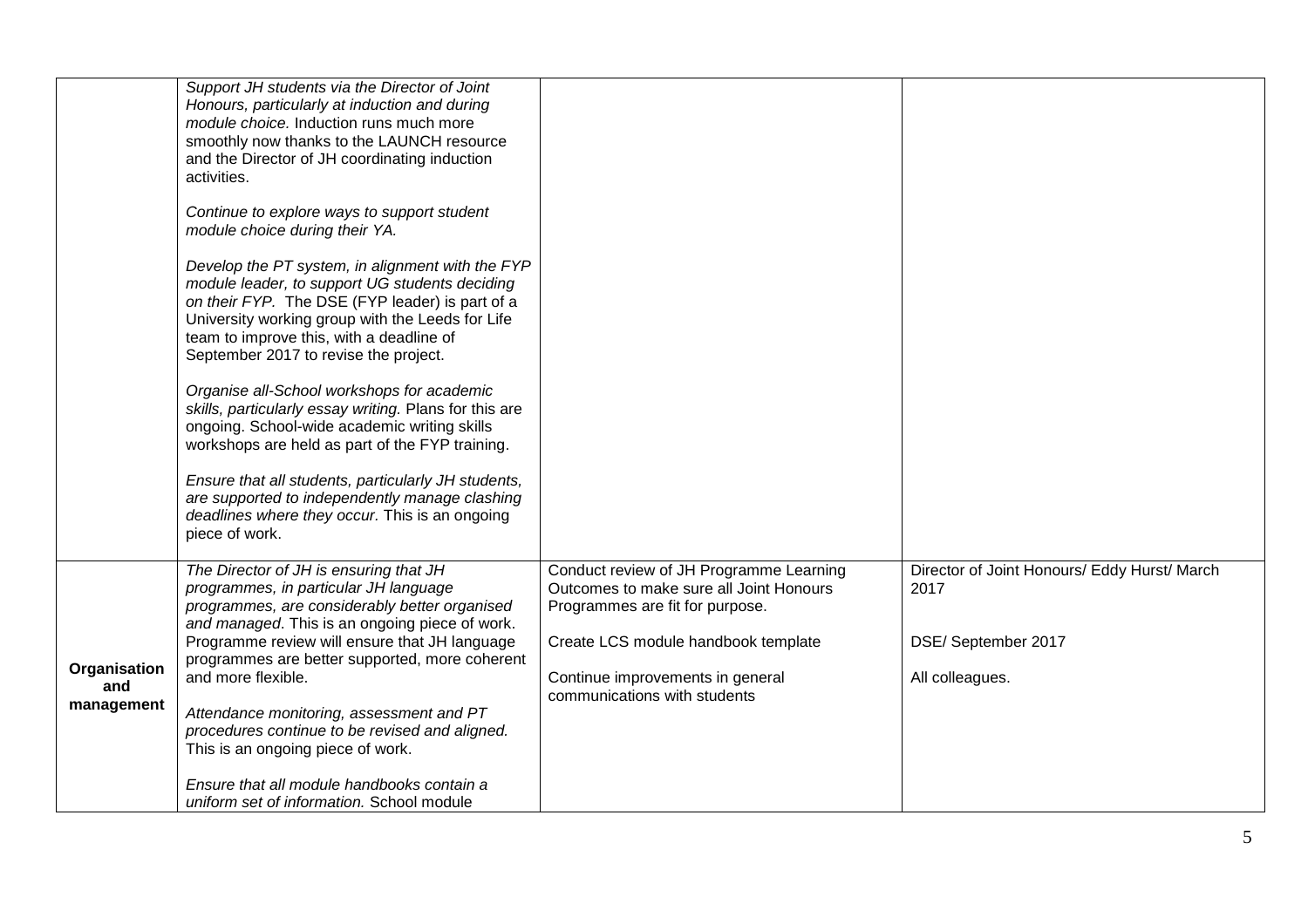| | | | |
|---|---|---|---|
| | *Support JH students via the Director of Joint Honours, particularly at induction and during module choice.* Induction runs much more smoothly now thanks to the LAUNCH resource and the Director of JH coordinating induction activities.<br><br>*Continue to explore ways to support student module choice during their YA.*<br><br>*Develop the PT system, in alignment with the FYP module leader, to support UG students deciding on their FYP.* The DSE (FYP leader) is part of a University working group with the Leeds for Life team to improve this, with a deadline of September 2017 to revise the project.<br><br>*Organise all-School workshops for academic skills, particularly essay writing.* Plans for this are ongoing. School-wide academic writing skills workshops are held as part of the FYP training.<br><br>*Ensure that all students, particularly JH students, are supported to independently manage clashing deadlines where they occur.* This is an ongoing piece of work. | | |
| **Organisation and management** | *The Director of JH is ensuring that JH programmes, in particular JH language programmes, are considerably better organised and managed*. This is an ongoing piece of work. Programme review will ensure that JH language programmes are better supported, more coherent and more flexible.<br><br>*Attendance monitoring, assessment and PT procedures continue to be revised and aligned.* This is an ongoing piece of work.<br><br>*Ensure that all module handbooks contain a uniform set of information.* School module | Conduct review of JH Programme Learning Outcomes to make sure all Joint Honours Programmes are fit for purpose.<br><br>Create LCS module handbook template<br><br>Continue improvements in general communications with students | Director of Joint Honours/ Eddy Hurst/ March 2017<br><br>DSE/ September 2017<br><br>All colleagues. |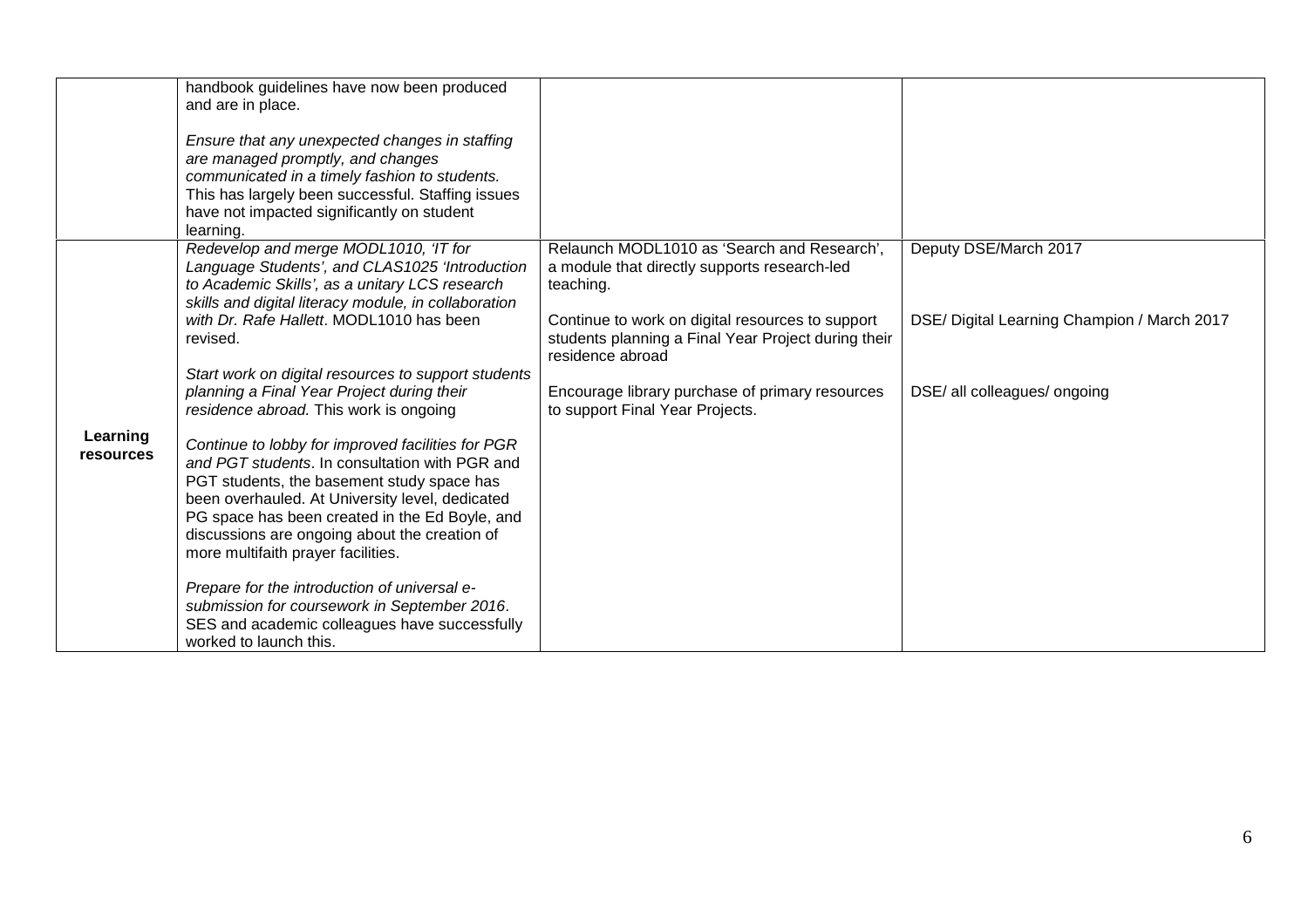| | | | |
|---|---|---|---|
| | handbook guidelines have now been produced and are in place.<br><br>*Ensure that any unexpected changes in staffing are managed promptly, and changes communicated in a timely fashion to students.* This has largely been successful. Staffing issues have not impacted significantly on student learning. | | |
| **Learning resources** | *Redevelop and merge MODL1010, 'IT for Language Students', and CLAS1025 'Introduction to Academic Skills', as a unitary LCS research skills and digital literacy module, in collaboration with Dr. Rafe Hallett*. MODL1010 has been revised.<br><br>*Start work on digital resources to support students planning a Final Year Project during their residence abroad.* This work is ongoing<br><br>*Continue to lobby for improved facilities for PGR and PGT students*. In consultation with PGR and PGT students, the basement study space has been overhauled. At University level, dedicated PG space has been created in the Ed Boyle, and discussions are ongoing about the creation of more multifaith prayer facilities.<br><br>*Prepare for the introduction of universal e-submission for coursework in September 2016*. SES and academic colleagues have successfully worked to launch this. | Relaunch MODL1010 as 'Search and Research', a module that directly supports research-led teaching.<br><br>Continue to work on digital resources to support students planning a Final Year Project during their residence abroad<br><br>Encourage library purchase of primary resources to support Final Year Projects. | Deputy DSE/March 2017<br><br>DSE/ Digital Learning Champion / March 2017<br><br>DSE/ all colleagues/ ongoing |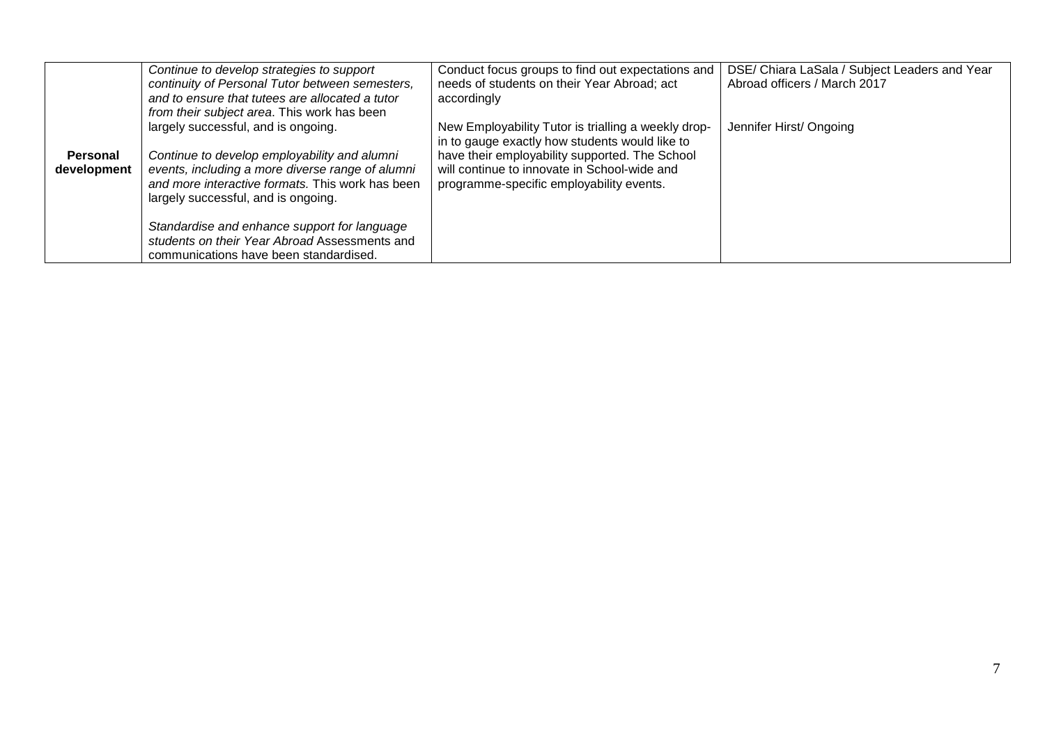| | | | |
|---|---|---|---|
| **Personal development** | *Continue to develop strategies to support continuity of Personal Tutor between semesters, and to ensure that tutees are allocated a tutor from their subject area*. This work has been largely successful, and is ongoing.<br><br>*Continue to develop employability and alumni events, including a more diverse range of alumni and more interactive formats.* This work has been largely successful, and is ongoing.<br><br>*Standardise and enhance support for language students on their Year Abroad* Assessments and communications have been standardised. | Conduct focus groups to find out expectations and needs of students on their Year Abroad; act accordingly<br><br>New Employability Tutor is trialling a weekly drop-in to gauge exactly how students would like to have their employability supported. The School will continue to innovate in School-wide and programme-specific employability events. | DSE/ Chiara LaSala / Subject Leaders and Year Abroad officers / March 2017<br><br>Jennifer Hirst/ Ongoing |